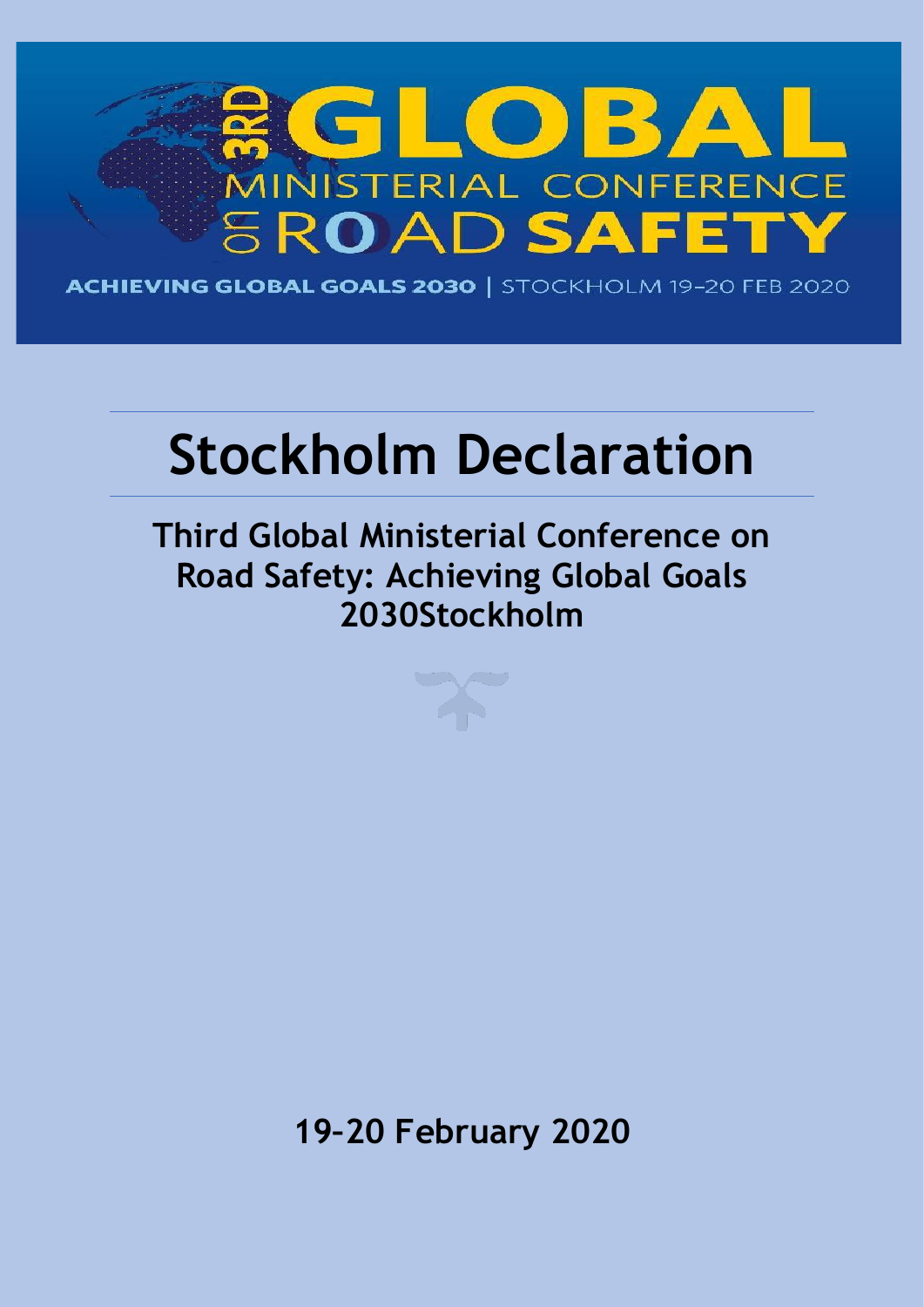# 3RD GLOBAL MINISTERIAL CONFERENCE ON ROAD SAFETY

ACHIEVING GLOBAL GOALS 2030 | STOCKHOLM 19–20 FEB 2020

# Stockholm Declaration

## Third Global Ministerial Conference on Road Safety: Achieving Global Goals 2030Stockholm

**19–20 February 2020**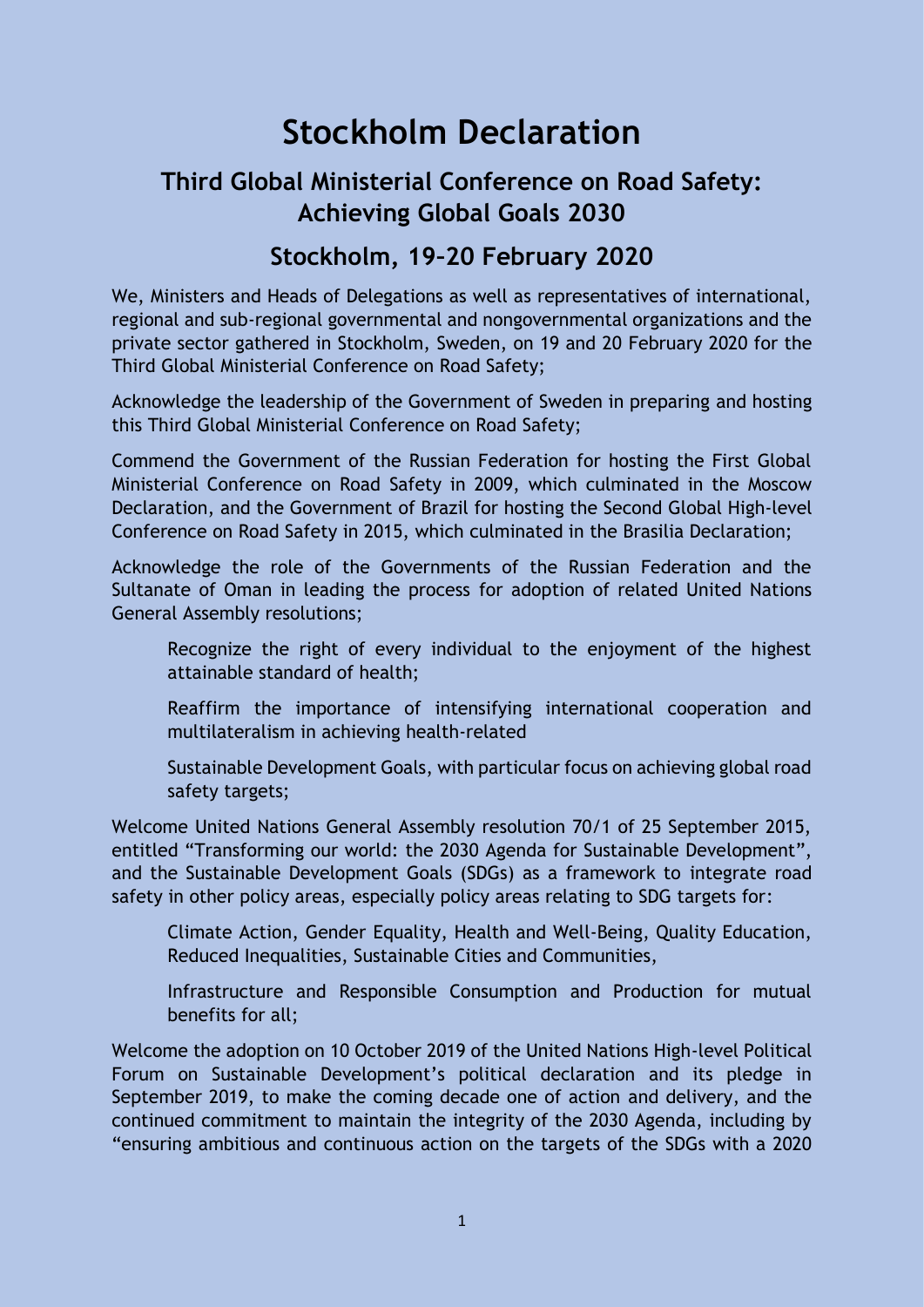# Stockholm Declaration

## Third Global Ministerial Conference on Road Safety: Achieving Global Goals 2030

## Stockholm, 19–20 February 2020

We, Ministers and Heads of Delegations as well as representatives of international, regional and sub-regional governmental and nongovernmental organizations and the private sector gathered in Stockholm, Sweden, on 19 and 20 February 2020 for the Third Global Ministerial Conference on Road Safety;

Acknowledge the leadership of the Government of Sweden in preparing and hosting this Third Global Ministerial Conference on Road Safety;

Commend the Government of the Russian Federation for hosting the First Global Ministerial Conference on Road Safety in 2009, which culminated in the Moscow Declaration, and the Government of Brazil for hosting the Second Global High-level Conference on Road Safety in 2015, which culminated in the Brasilia Declaration;

Acknowledge the role of the Governments of the Russian Federation and the Sultanate of Oman in leading the process for adoption of related United Nations General Assembly resolutions;

> Recognize the right of every individual to the enjoyment of the highest attainable standard of health;
>
> Reaffirm the importance of intensifying international cooperation and multilateralism in achieving health-related
>
> Sustainable Development Goals, with particular focus on achieving global road safety targets;

Welcome United Nations General Assembly resolution 70/1 of 25 September 2015, entitled "Transforming our world: the 2030 Agenda for Sustainable Development", and the Sustainable Development Goals (SDGs) as a framework to integrate road safety in other policy areas, especially policy areas relating to SDG targets for:

> Climate Action, Gender Equality, Health and Well-Being, Quality Education, Reduced Inequalities, Sustainable Cities and Communities,
>
> Infrastructure and Responsible Consumption and Production for mutual benefits for all;

Welcome the adoption on 10 October 2019 of the United Nations High-level Political Forum on Sustainable Development's political declaration and its pledge in September 2019, to make the coming decade one of action and delivery, and the continued commitment to maintain the integrity of the 2030 Agenda, including by "ensuring ambitious and continuous action on the targets of the SDGs with a 2020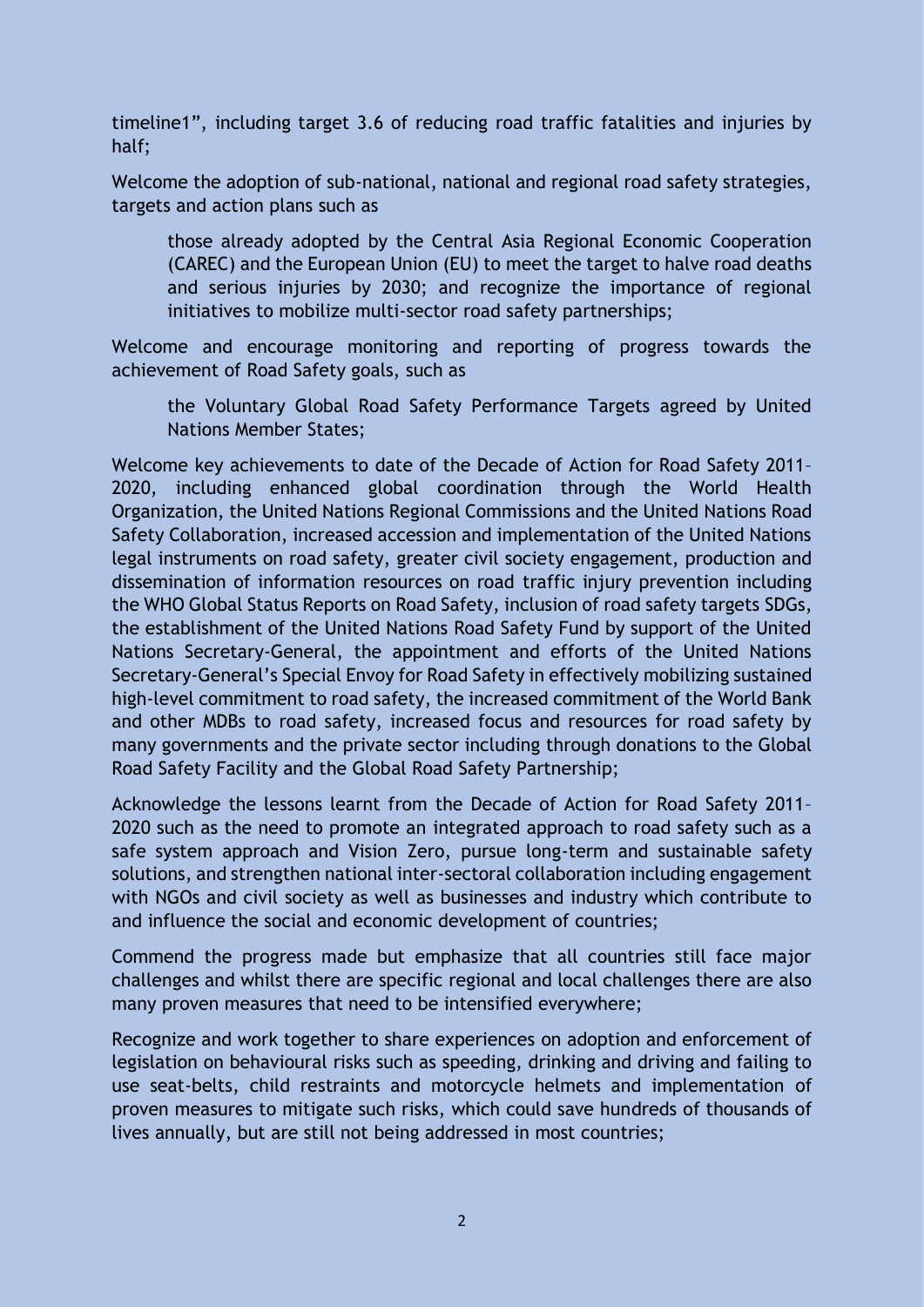timeline1", including target 3.6 of reducing road traffic fatalities and injuries by half;

Welcome the adoption of sub-national, national and regional road safety strategies, targets and action plans such as

> those already adopted by the Central Asia Regional Economic Cooperation (CAREC) and the European Union (EU) to meet the target to halve road deaths and serious injuries by 2030; and recognize the importance of regional initiatives to mobilize multi-sector road safety partnerships;

Welcome and encourage monitoring and reporting of progress towards the achievement of Road Safety goals, such as

> the Voluntary Global Road Safety Performance Targets agreed by United Nations Member States;

Welcome key achievements to date of the Decade of Action for Road Safety 2011–2020, including enhanced global coordination through the World Health Organization, the United Nations Regional Commissions and the United Nations Road Safety Collaboration, increased accession and implementation of the United Nations legal instruments on road safety, greater civil society engagement, production and dissemination of information resources on road traffic injury prevention including the WHO Global Status Reports on Road Safety, inclusion of road safety targets SDGs, the establishment of the United Nations Road Safety Fund by support of the United Nations Secretary-General, the appointment and efforts of the United Nations Secretary-General's Special Envoy for Road Safety in effectively mobilizing sustained high-level commitment to road safety, the increased commitment of the World Bank and other MDBs to road safety, increased focus and resources for road safety by many governments and the private sector including through donations to the Global Road Safety Facility and the Global Road Safety Partnership;

Acknowledge the lessons learnt from the Decade of Action for Road Safety 2011–2020 such as the need to promote an integrated approach to road safety such as a safe system approach and Vision Zero, pursue long-term and sustainable safety solutions, and strengthen national inter-sectoral collaboration including engagement with NGOs and civil society as well as businesses and industry which contribute to and influence the social and economic development of countries;

Commend the progress made but emphasize that all countries still face major challenges and whilst there are specific regional and local challenges there are also many proven measures that need to be intensified everywhere;

Recognize and work together to share experiences on adoption and enforcement of legislation on behavioural risks such as speeding, drinking and driving and failing to use seat-belts, child restraints and motorcycle helmets and implementation of proven measures to mitigate such risks, which could save hundreds of thousands of lives annually, but are still not being addressed in most countries;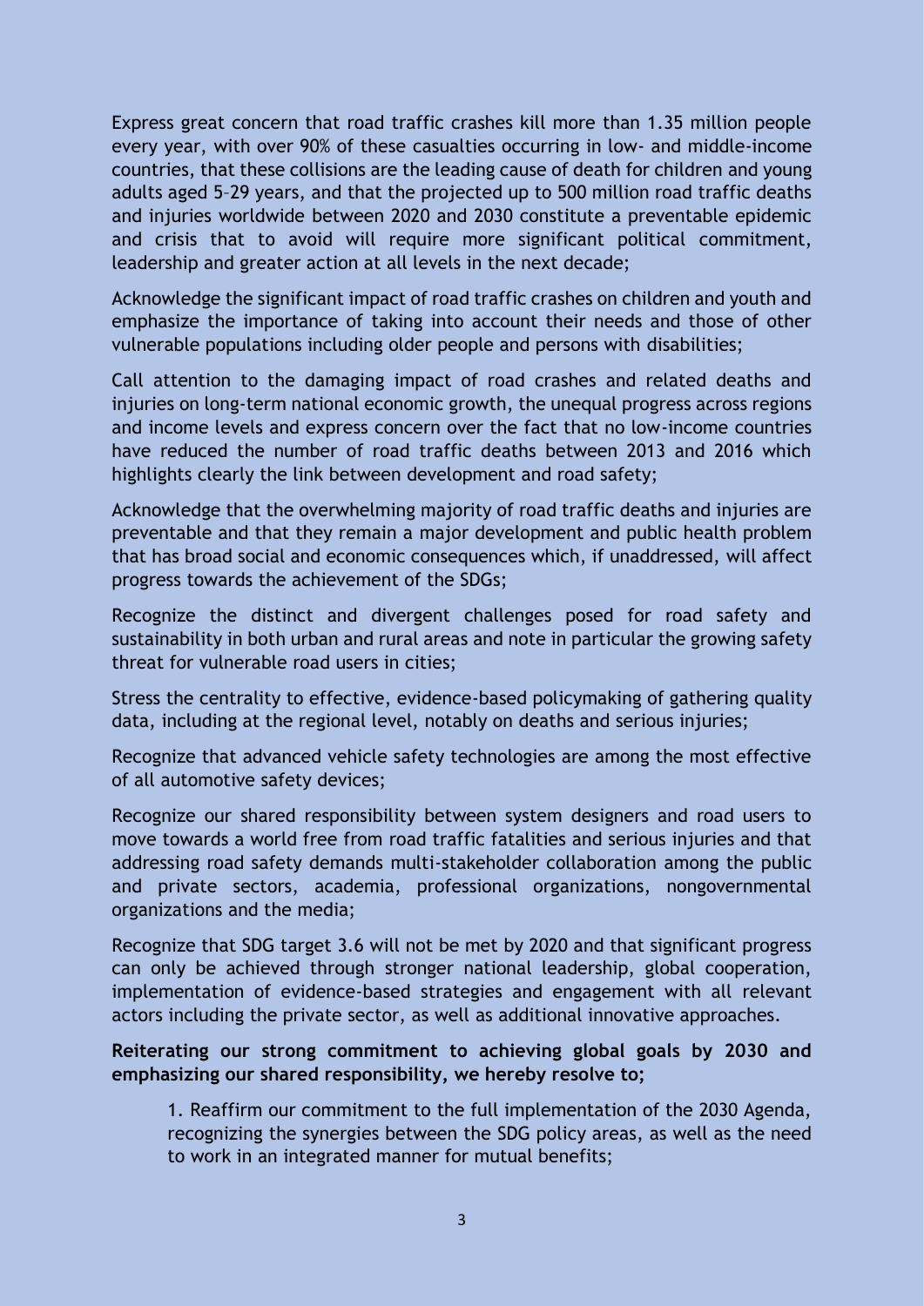Express great concern that road traffic crashes kill more than 1.35 million people every year, with over 90% of these casualties occurring in low- and middle-income countries, that these collisions are the leading cause of death for children and young adults aged 5–29 years, and that the projected up to 500 million road traffic deaths and injuries worldwide between 2020 and 2030 constitute a preventable epidemic and crisis that to avoid will require more significant political commitment, leadership and greater action at all levels in the next decade;

Acknowledge the significant impact of road traffic crashes on children and youth and emphasize the importance of taking into account their needs and those of other vulnerable populations including older people and persons with disabilities;

Call attention to the damaging impact of road crashes and related deaths and injuries on long-term national economic growth, the unequal progress across regions and income levels and express concern over the fact that no low-income countries have reduced the number of road traffic deaths between 2013 and 2016 which highlights clearly the link between development and road safety;

Acknowledge that the overwhelming majority of road traffic deaths and injuries are preventable and that they remain a major development and public health problem that has broad social and economic consequences which, if unaddressed, will affect progress towards the achievement of the SDGs;

Recognize the distinct and divergent challenges posed for road safety and sustainability in both urban and rural areas and note in particular the growing safety threat for vulnerable road users in cities;

Stress the centrality to effective, evidence-based policymaking of gathering quality data, including at the regional level, notably on deaths and serious injuries;

Recognize that advanced vehicle safety technologies are among the most effective of all automotive safety devices;

Recognize our shared responsibility between system designers and road users to move towards a world free from road traffic fatalities and serious injuries and that addressing road safety demands multi-stakeholder collaboration among the public and private sectors, academia, professional organizations, nongovernmental organizations and the media;

Recognize that SDG target 3.6 will not be met by 2020 and that significant progress can only be achieved through stronger national leadership, global cooperation, implementation of evidence-based strategies and engagement with all relevant actors including the private sector, as well as additional innovative approaches.

**Reiterating our strong commitment to achieving global goals by 2030 and emphasizing our shared responsibility, we hereby resolve to;**

1. Reaffirm our commitment to the full implementation of the 2030 Agenda, recognizing the synergies between the SDG policy areas, as well as the need to work in an integrated manner for mutual benefits;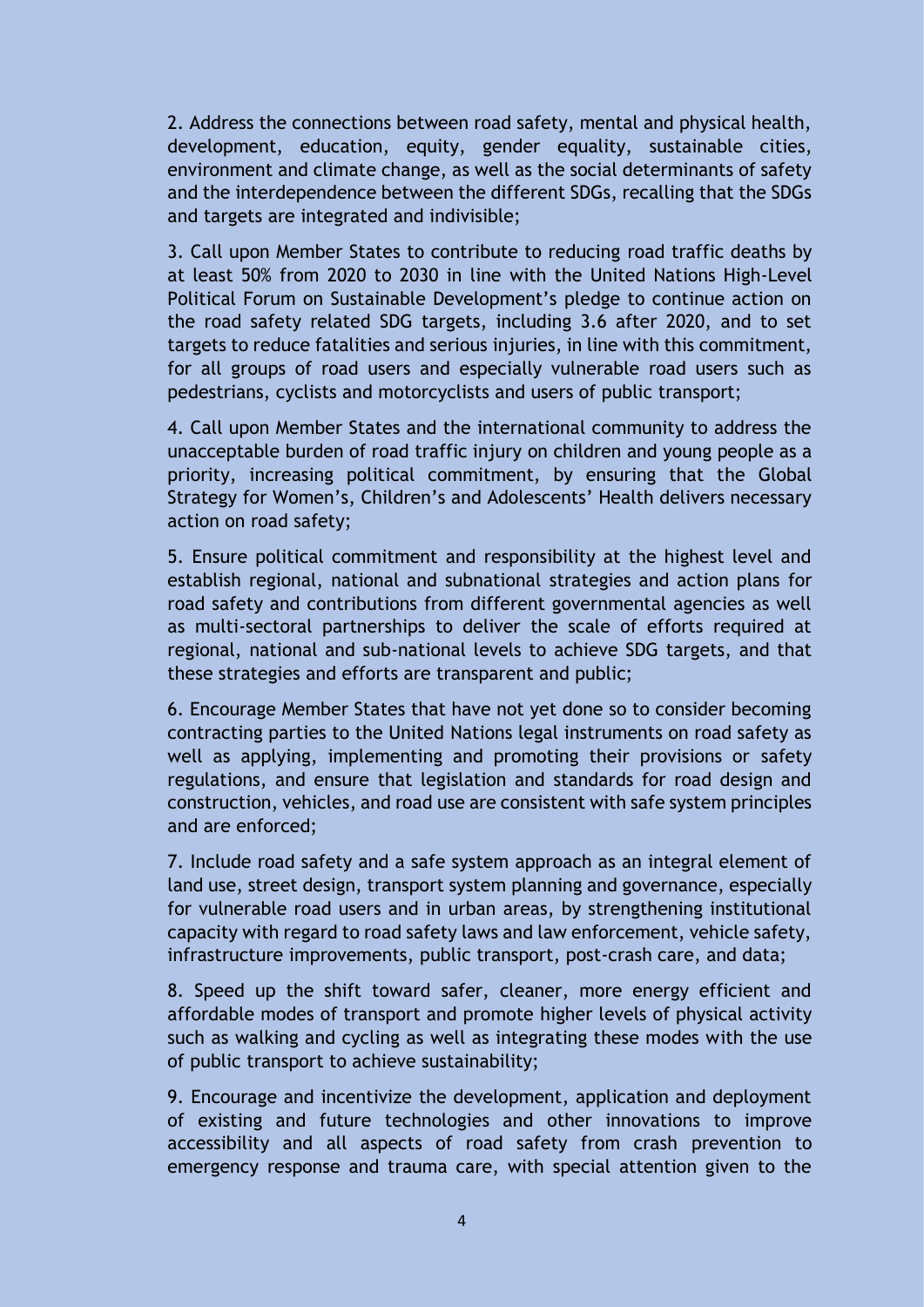2. Address the connections between road safety, mental and physical health, development, education, equity, gender equality, sustainable cities, environment and climate change, as well as the social determinants of safety and the interdependence between the different SDGs, recalling that the SDGs and targets are integrated and indivisible;

3. Call upon Member States to contribute to reducing road traffic deaths by at least 50% from 2020 to 2030 in line with the United Nations High-Level Political Forum on Sustainable Development's pledge to continue action on the road safety related SDG targets, including 3.6 after 2020, and to set targets to reduce fatalities and serious injuries, in line with this commitment, for all groups of road users and especially vulnerable road users such as pedestrians, cyclists and motorcyclists and users of public transport;

4. Call upon Member States and the international community to address the unacceptable burden of road traffic injury on children and young people as a priority, increasing political commitment, by ensuring that the Global Strategy for Women's, Children's and Adolescents' Health delivers necessary action on road safety;

5. Ensure political commitment and responsibility at the highest level and establish regional, national and subnational strategies and action plans for road safety and contributions from different governmental agencies as well as multi-sectoral partnerships to deliver the scale of efforts required at regional, national and sub-national levels to achieve SDG targets, and that these strategies and efforts are transparent and public;

6. Encourage Member States that have not yet done so to consider becoming contracting parties to the United Nations legal instruments on road safety as well as applying, implementing and promoting their provisions or safety regulations, and ensure that legislation and standards for road design and construction, vehicles, and road use are consistent with safe system principles and are enforced;

7. Include road safety and a safe system approach as an integral element of land use, street design, transport system planning and governance, especially for vulnerable road users and in urban areas, by strengthening institutional capacity with regard to road safety laws and law enforcement, vehicle safety, infrastructure improvements, public transport, post-crash care, and data;

8. Speed up the shift toward safer, cleaner, more energy efficient and affordable modes of transport and promote higher levels of physical activity such as walking and cycling as well as integrating these modes with the use of public transport to achieve sustainability;

9. Encourage and incentivize the development, application and deployment of existing and future technologies and other innovations to improve accessibility and all aspects of road safety from crash prevention to emergency response and trauma care, with special attention given to the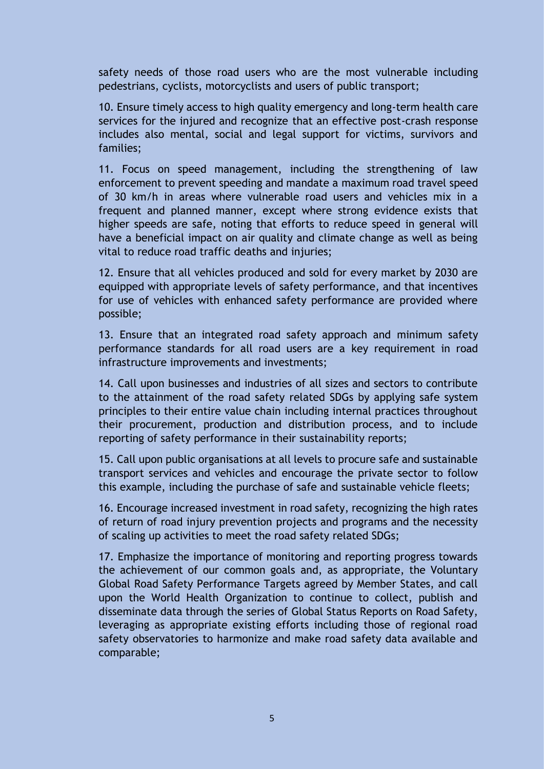safety needs of those road users who are the most vulnerable including pedestrians, cyclists, motorcyclists and users of public transport;

10. Ensure timely access to high quality emergency and long-term health care services for the injured and recognize that an effective post-crash response includes also mental, social and legal support for victims, survivors and families;

11. Focus on speed management, including the strengthening of law enforcement to prevent speeding and mandate a maximum road travel speed of 30 km/h in areas where vulnerable road users and vehicles mix in a frequent and planned manner, except where strong evidence exists that higher speeds are safe, noting that efforts to reduce speed in general will have a beneficial impact on air quality and climate change as well as being vital to reduce road traffic deaths and injuries;

12. Ensure that all vehicles produced and sold for every market by 2030 are equipped with appropriate levels of safety performance, and that incentives for use of vehicles with enhanced safety performance are provided where possible;

13. Ensure that an integrated road safety approach and minimum safety performance standards for all road users are a key requirement in road infrastructure improvements and investments;

14. Call upon businesses and industries of all sizes and sectors to contribute to the attainment of the road safety related SDGs by applying safe system principles to their entire value chain including internal practices throughout their procurement, production and distribution process, and to include reporting of safety performance in their sustainability reports;

15. Call upon public organisations at all levels to procure safe and sustainable transport services and vehicles and encourage the private sector to follow this example, including the purchase of safe and sustainable vehicle fleets;

16. Encourage increased investment in road safety, recognizing the high rates of return of road injury prevention projects and programs and the necessity of scaling up activities to meet the road safety related SDGs;

17. Emphasize the importance of monitoring and reporting progress towards the achievement of our common goals and, as appropriate, the Voluntary Global Road Safety Performance Targets agreed by Member States, and call upon the World Health Organization to continue to collect, publish and disseminate data through the series of Global Status Reports on Road Safety, leveraging as appropriate existing efforts including those of regional road safety observatories to harmonize and make road safety data available and comparable;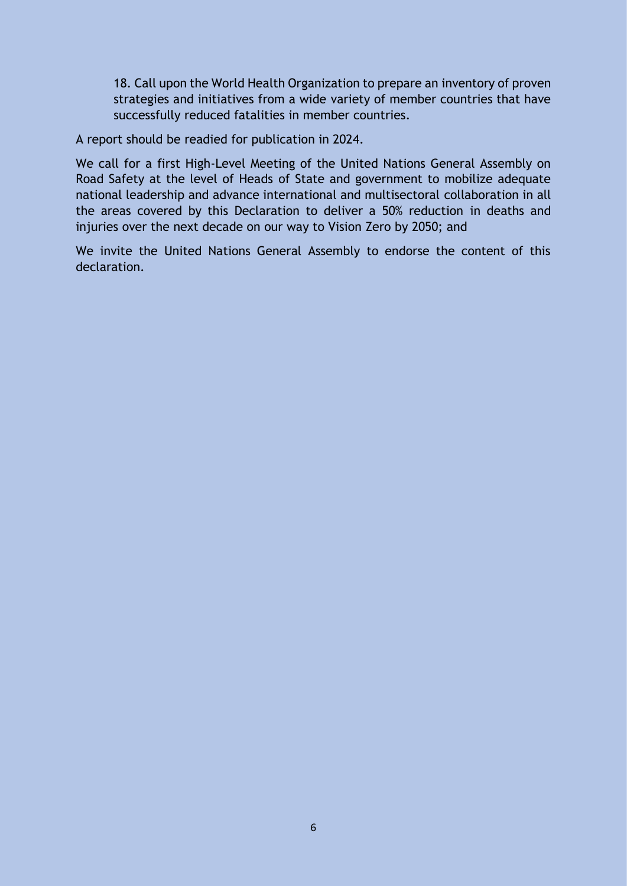18. Call upon the World Health Organization to prepare an inventory of proven strategies and initiatives from a wide variety of member countries that have successfully reduced fatalities in member countries.

A report should be readied for publication in 2024.

We call for a first High-Level Meeting of the United Nations General Assembly on Road Safety at the level of Heads of State and government to mobilize adequate national leadership and advance international and multisectoral collaboration in all the areas covered by this Declaration to deliver a 50% reduction in deaths and injuries over the next decade on our way to Vision Zero by 2050; and

We invite the United Nations General Assembly to endorse the content of this declaration.